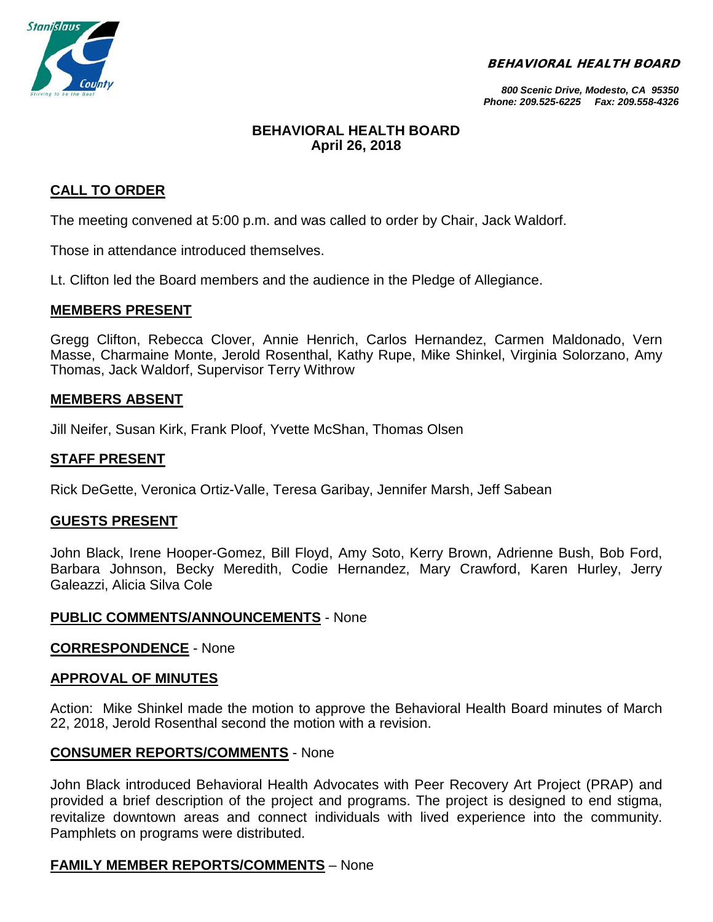**BEHAVIORAL HEALTH BOARD**

*800 Scenic Drive, Modesto, CA 95350*
*Phone: 209.525-6225 Fax: 209.558-4326*

# BEHAVIORAL HEALTH BOARD
## April 26, 2018

### CALL TO ORDER

The meeting convened at 5:00 p.m. and was called to order by Chair, Jack Waldorf.

Those in attendance introduced themselves.

Lt. Clifton led the Board members and the audience in the Pledge of Allegiance.

### MEMBERS PRESENT

Gregg Clifton, Rebecca Clover, Annie Henrich, Carlos Hernandez, Carmen Maldonado, Vern Masse, Charmaine Monte, Jerold Rosenthal, Kathy Rupe, Mike Shinkel, Virginia Solorzano, Amy Thomas, Jack Waldorf, Supervisor Terry Withrow

### MEMBERS ABSENT

Jill Neifer, Susan Kirk, Frank Ploof, Yvette McShan, Thomas Olsen

### STAFF PRESENT

Rick DeGette, Veronica Ortiz-Valle, Teresa Garibay, Jennifer Marsh, Jeff Sabean

### GUESTS PRESENT

John Black, Irene Hooper-Gomez, Bill Floyd, Amy Soto, Kerry Brown, Adrienne Bush, Bob Ford, Barbara Johnson, Becky Meredith, Codie Hernandez, Mary Crawford, Karen Hurley, Jerry Galeazzi, Alicia Silva Cole

### PUBLIC COMMENTS/ANNOUNCEMENTS - None

### CORRESPONDENCE - None

### APPROVAL OF MINUTES

Action: Mike Shinkel made the motion to approve the Behavioral Health Board minutes of March 22, 2018, Jerold Rosenthal second the motion with a revision.

### CONSUMER REPORTS/COMMENTS - None

John Black introduced Behavioral Health Advocates with Peer Recovery Art Project (PRAP) and provided a brief description of the project and programs. The project is designed to end stigma, revitalize downtown areas and connect individuals with lived experience into the community. Pamphlets on programs were distributed.

### FAMILY MEMBER REPORTS/COMMENTS – None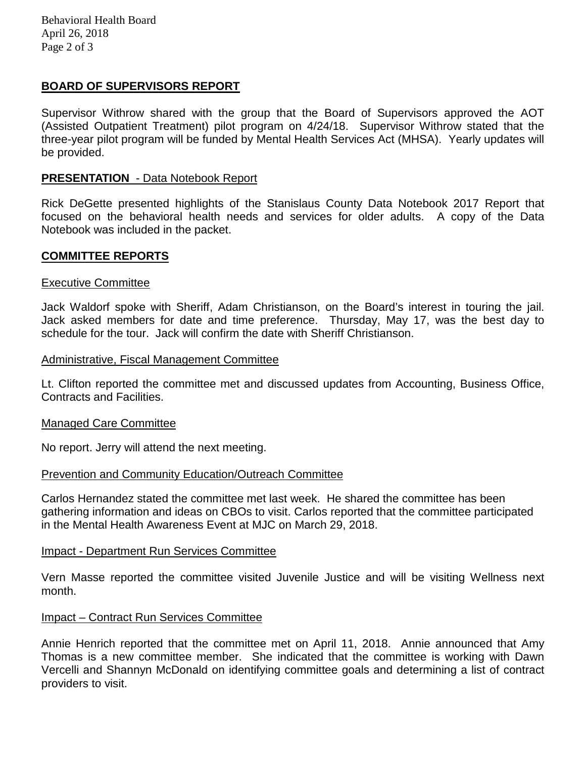## BOARD OF SUPERVISORS REPORT

Supervisor Withrow shared with the group that the Board of Supervisors approved the AOT (Assisted Outpatient Treatment) pilot program on 4/24/18. Supervisor Withrow stated that the three-year pilot program will be funded by Mental Health Services Act (MHSA). Yearly updates will be provided.

## PRESENTATION - Data Notebook Report

Rick DeGette presented highlights of the Stanislaus County Data Notebook 2017 Report that focused on the behavioral health needs and services for older adults. A copy of the Data Notebook was included in the packet.

## COMMITTEE REPORTS

### Executive Committee

Jack Waldorf spoke with Sheriff, Adam Christianson, on the Board's interest in touring the jail. Jack asked members for date and time preference. Thursday, May 17, was the best day to schedule for the tour. Jack will confirm the date with Sheriff Christianson.

### Administrative, Fiscal Management Committee

Lt. Clifton reported the committee met and discussed updates from Accounting, Business Office, Contracts and Facilities.

### Managed Care Committee

No report. Jerry will attend the next meeting.

### Prevention and Community Education/Outreach Committee

Carlos Hernandez stated the committee met last week. He shared the committee has been gathering information and ideas on CBOs to visit. Carlos reported that the committee participated in the Mental Health Awareness Event at MJC on March 29, 2018.

### Impact - Department Run Services Committee

Vern Masse reported the committee visited Juvenile Justice and will be visiting Wellness next month.

### Impact – Contract Run Services Committee

Annie Henrich reported that the committee met on April 11, 2018. Annie announced that Amy Thomas is a new committee member. She indicated that the committee is working with Dawn Vercelli and Shannyn McDonald on identifying committee goals and determining a list of contract providers to visit.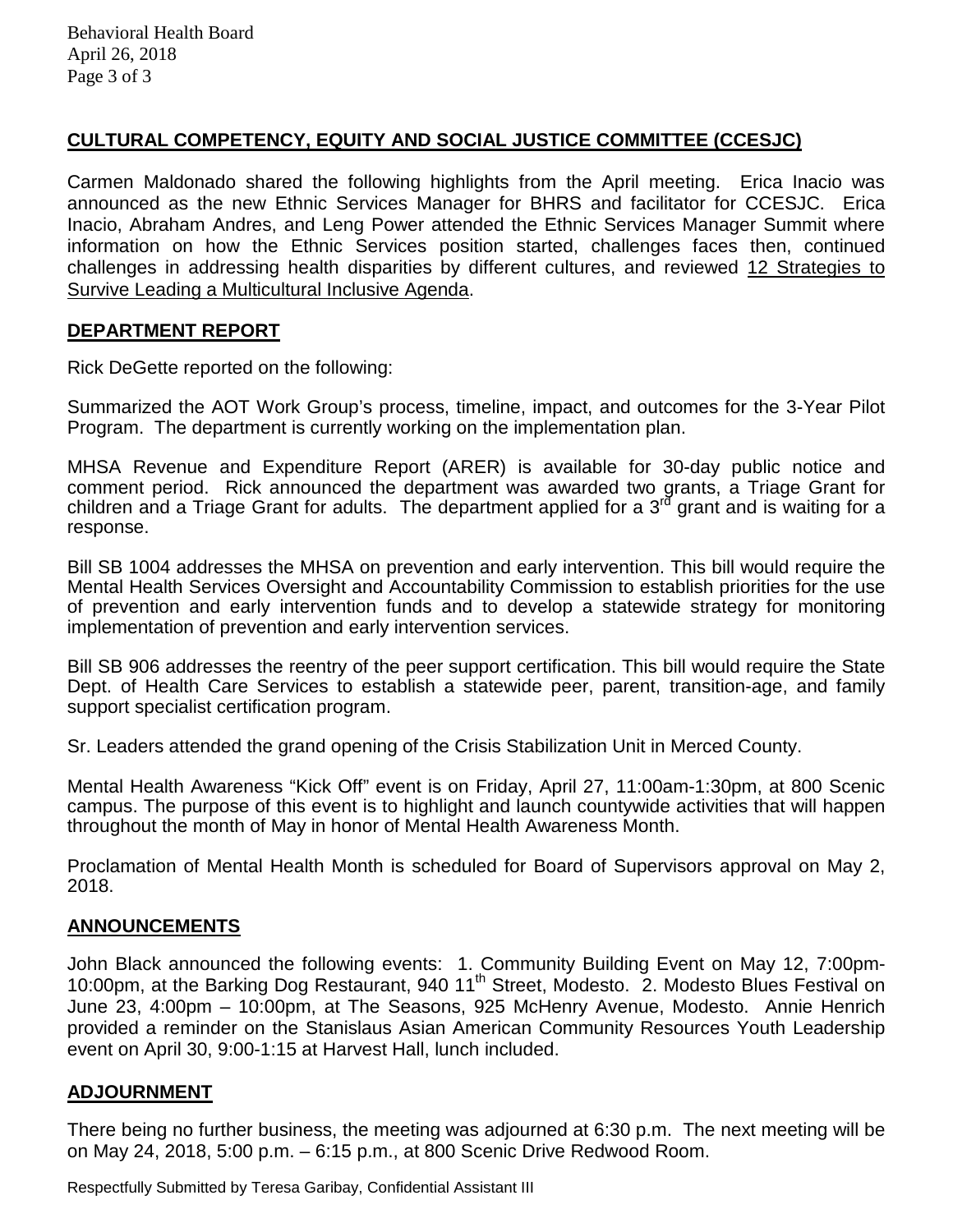## CULTURAL COMPETENCY, EQUITY AND SOCIAL JUSTICE COMMITTEE (CCESJC)

Carmen Maldonado shared the following highlights from the April meeting. Erica Inacio was announced as the new Ethnic Services Manager for BHRS and facilitator for CCESJC. Erica Inacio, Abraham Andres, and Leng Power attended the Ethnic Services Manager Summit where information on how the Ethnic Services position started, challenges faces then, continued challenges in addressing health disparities by different cultures, and reviewed 12 Strategies to Survive Leading a Multicultural Inclusive Agenda.

## DEPARTMENT REPORT

Rick DeGette reported on the following:

Summarized the AOT Work Group's process, timeline, impact, and outcomes for the 3-Year Pilot Program. The department is currently working on the implementation plan.

MHSA Revenue and Expenditure Report (ARER) is available for 30-day public notice and comment period. Rick announced the department was awarded two grants, a Triage Grant for children and a Triage Grant for adults. The department applied for a 3rd grant and is waiting for a response.

Bill SB 1004 addresses the MHSA on prevention and early intervention. This bill would require the Mental Health Services Oversight and Accountability Commission to establish priorities for the use of prevention and early intervention funds and to develop a statewide strategy for monitoring implementation of prevention and early intervention services.

Bill SB 906 addresses the reentry of the peer support certification. This bill would require the State Dept. of Health Care Services to establish a statewide peer, parent, transition-age, and family support specialist certification program.

Sr. Leaders attended the grand opening of the Crisis Stabilization Unit in Merced County.

Mental Health Awareness "Kick Off" event is on Friday, April 27, 11:00am-1:30pm, at 800 Scenic campus. The purpose of this event is to highlight and launch countywide activities that will happen throughout the month of May in honor of Mental Health Awareness Month.

Proclamation of Mental Health Month is scheduled for Board of Supervisors approval on May 2, 2018.

## ANNOUNCEMENTS

John Black announced the following events: 1. Community Building Event on May 12, 7:00pm-10:00pm, at the Barking Dog Restaurant, 940 11th Street, Modesto. 2. Modesto Blues Festival on June 23, 4:00pm – 10:00pm, at The Seasons, 925 McHenry Avenue, Modesto. Annie Henrich provided a reminder on the Stanislaus Asian American Community Resources Youth Leadership event on April 30, 9:00-1:15 at Harvest Hall, lunch included.

## ADJOURNMENT

There being no further business, the meeting was adjourned at 6:30 p.m. The next meeting will be on May 24, 2018, 5:00 p.m. – 6:15 p.m., at 800 Scenic Drive Redwood Room.

Respectfully Submitted by Teresa Garibay, Confidential Assistant III